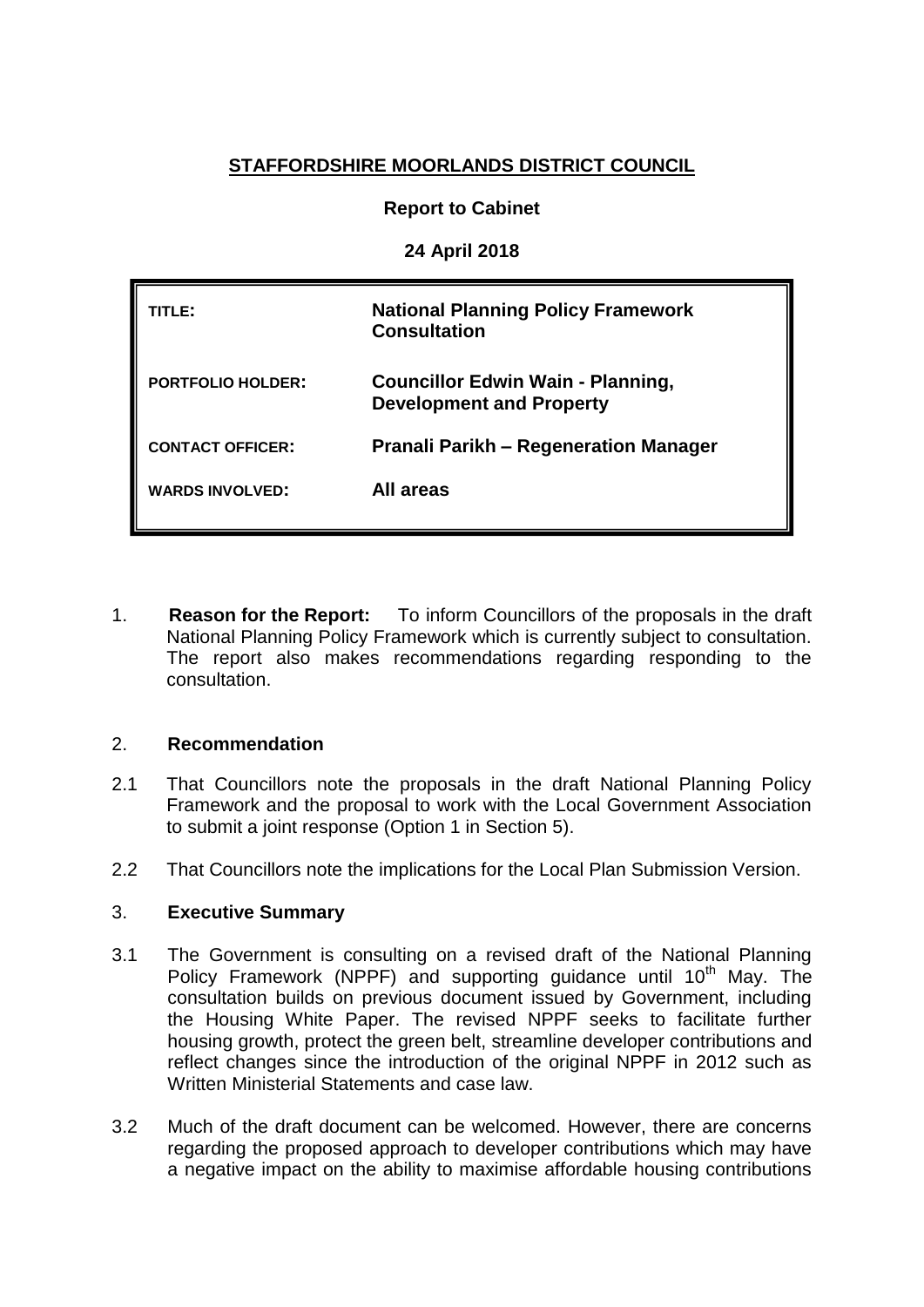**STAFFORDSHIRE MOORLANDS DISTRICT COUNCIL**

**Report to Cabinet**

**24 April 2018**

| | |
|---|---|
| **TITLE:** | **National Planning Policy Framework Consultation** |
| **PORTFOLIO HOLDER:** | **Councillor Edwin Wain - Planning, Development and Property** |
| **CONTACT OFFICER:** | **Pranali Parikh – Regeneration Manager** |
| **WARDS INVOLVED:** | **All areas** |

1. **Reason for the Report:** To inform Councillors of the proposals in the draft National Planning Policy Framework which is currently subject to consultation. The report also makes recommendations regarding responding to the consultation.

2. **Recommendation**

2.1 That Councillors note the proposals in the draft National Planning Policy Framework and the proposal to work with the Local Government Association to submit a joint response (Option 1 in Section 5).

2.2 That Councillors note the implications for the Local Plan Submission Version.

3. **Executive Summary**

3.1 The Government is consulting on a revised draft of the National Planning Policy Framework (NPPF) and supporting guidance until 10th May. The consultation builds on previous document issued by Government, including the Housing White Paper. The revised NPPF seeks to facilitate further housing growth, protect the green belt, streamline developer contributions and reflect changes since the introduction of the original NPPF in 2012 such as Written Ministerial Statements and case law.

3.2 Much of the draft document can be welcomed. However, there are concerns regarding the proposed approach to developer contributions which may have a negative impact on the ability to maximise affordable housing contributions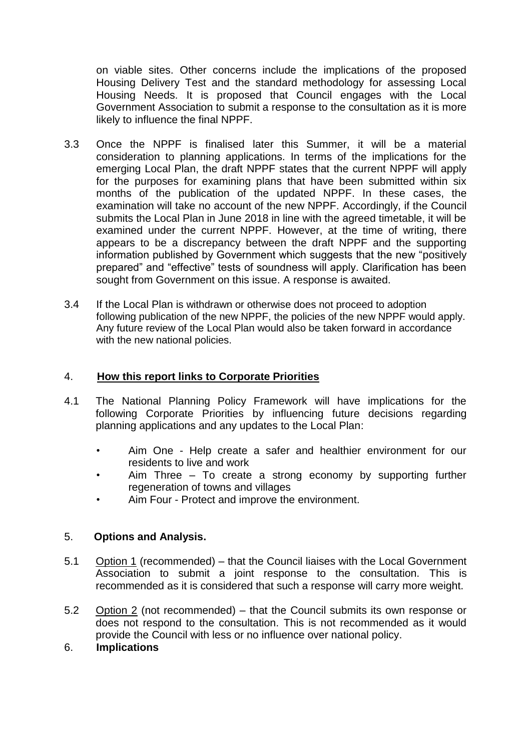on viable sites. Other concerns include the implications of the proposed Housing Delivery Test and the standard methodology for assessing Local Housing Needs. It is proposed that Council engages with the Local Government Association to submit a response to the consultation as it is more likely to influence the final NPPF.

3.3 Once the NPPF is finalised later this Summer, it will be a material consideration to planning applications. In terms of the implications for the emerging Local Plan, the draft NPPF states that the current NPPF will apply for the purposes for examining plans that have been submitted within six months of the publication of the updated NPPF. In these cases, the examination will take no account of the new NPPF. Accordingly, if the Council submits the Local Plan in June 2018 in line with the agreed timetable, it will be examined under the current NPPF. However, at the time of writing, there appears to be a discrepancy between the draft NPPF and the supporting information published by Government which suggests that the new "positively prepared" and "effective" tests of soundness will apply. Clarification has been sought from Government on this issue. A response is awaited.

3.4 If the Local Plan is withdrawn or otherwise does not proceed to adoption following publication of the new NPPF, the policies of the new NPPF would apply. Any future review of the Local Plan would also be taken forward in accordance with the new national policies.

## 4. **<u>How this report links to Corporate Priorities</u>**

4.1 The National Planning Policy Framework will have implications for the following Corporate Priorities by influencing future decisions regarding planning applications and any updates to the Local Plan:

- Aim One - Help create a safer and healthier environment for our residents to live and work
- Aim Three – To create a strong economy by supporting further regeneration of towns and villages
- Aim Four - Protect and improve the environment.

## 5. **Options and Analysis.**

5.1 <u>Option 1</u> (recommended) – that the Council liaises with the Local Government Association to submit a joint response to the consultation. This is recommended as it is considered that such a response will carry more weight.

5.2 <u>Option 2</u> (not recommended) – that the Council submits its own response or does not respond to the consultation. This is not recommended as it would provide the Council with less or no influence over national policy.

## 6. **Implications**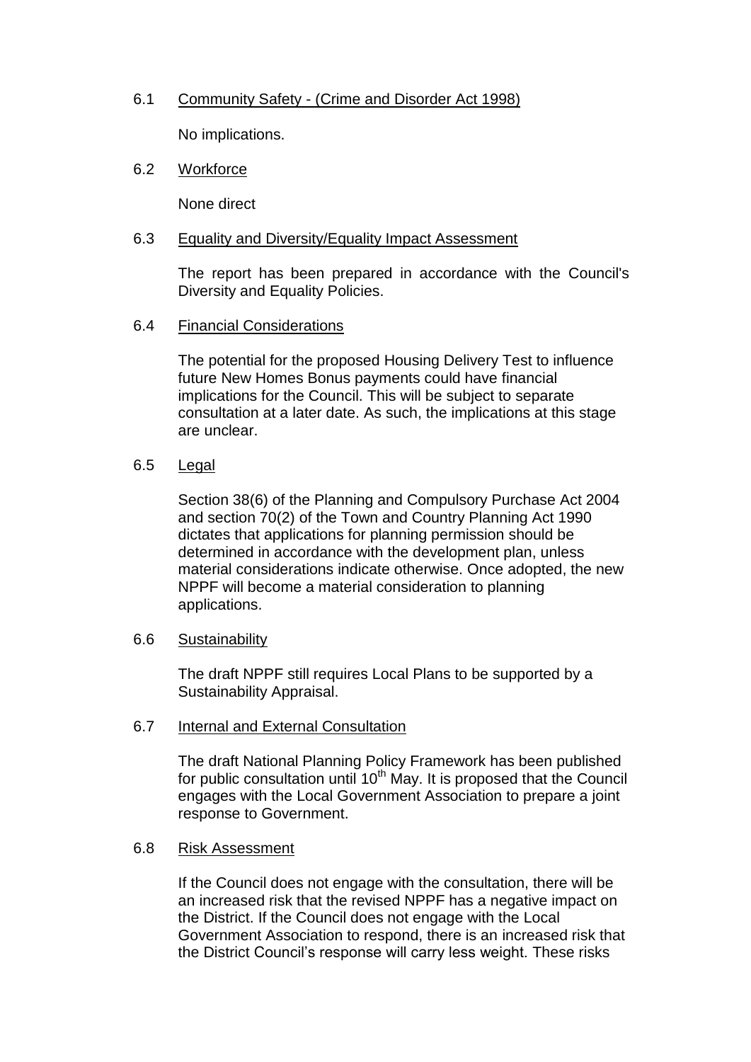6.1 <u>Community Safety - (Crime and Disorder Act 1998)</u>

No implications.

6.2 <u>Workforce</u>

None direct

6.3 <u>Equality and Diversity/Equality Impact Assessment</u>

The report has been prepared in accordance with the Council's Diversity and Equality Policies.

6.4 <u>Financial Considerations</u>

The potential for the proposed Housing Delivery Test to influence future New Homes Bonus payments could have financial implications for the Council. This will be subject to separate consultation at a later date. As such, the implications at this stage are unclear.

6.5 <u>Legal</u>

Section 38(6) of the Planning and Compulsory Purchase Act 2004 and section 70(2) of the Town and Country Planning Act 1990 dictates that applications for planning permission should be determined in accordance with the development plan, unless material considerations indicate otherwise. Once adopted, the new NPPF will become a material consideration to planning applications.

6.6 <u>Sustainability</u>

The draft NPPF still requires Local Plans to be supported by a Sustainability Appraisal.

6.7 <u>Internal and External Consultation</u>

The draft National Planning Policy Framework has been published for public consultation until 10th May. It is proposed that the Council engages with the Local Government Association to prepare a joint response to Government.

6.8 <u>Risk Assessment</u>

If the Council does not engage with the consultation, there will be an increased risk that the revised NPPF has a negative impact on the District. If the Council does not engage with the Local Government Association to respond, there is an increased risk that the District Council's response will carry less weight. These risks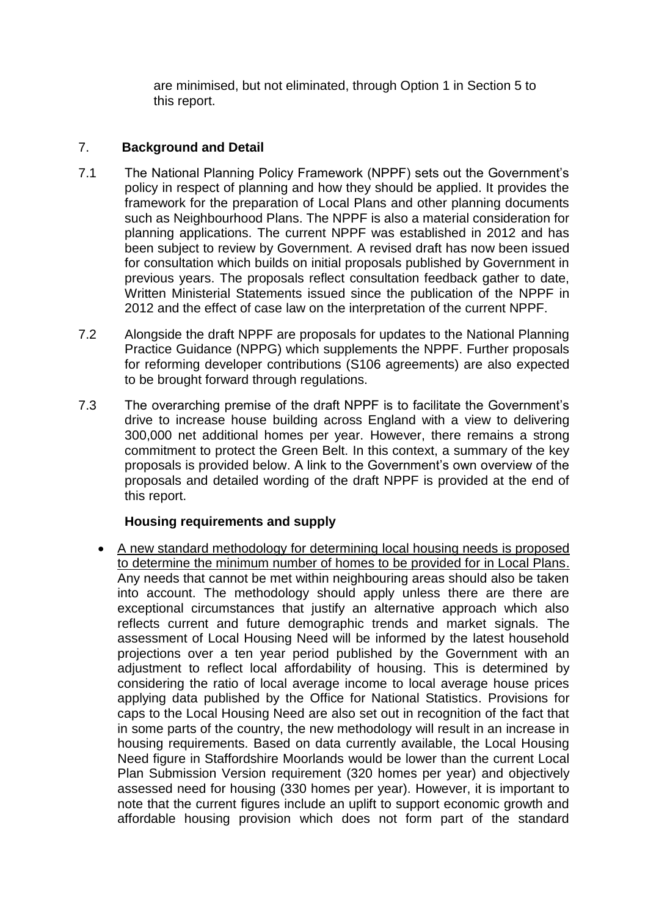are minimised, but not eliminated, through Option 1 in Section 5 to this report.

## 7. Background and Detail

7.1 The National Planning Policy Framework (NPPF) sets out the Government's policy in respect of planning and how they should be applied. It provides the framework for the preparation of Local Plans and other planning documents such as Neighbourhood Plans. The NPPF is also a material consideration for planning applications. The current NPPF was established in 2012 and has been subject to review by Government. A revised draft has now been issued for consultation which builds on initial proposals published by Government in previous years. The proposals reflect consultation feedback gather to date, Written Ministerial Statements issued since the publication of the NPPF in 2012 and the effect of case law on the interpretation of the current NPPF.

7.2 Alongside the draft NPPF are proposals for updates to the National Planning Practice Guidance (NPPG) which supplements the NPPF. Further proposals for reforming developer contributions (S106 agreements) are also expected to be brought forward through regulations.

7.3 The overarching premise of the draft NPPF is to facilitate the Government's drive to increase house building across England with a view to delivering 300,000 net additional homes per year. However, there remains a strong commitment to protect the Green Belt. In this context, a summary of the key proposals is provided below. A link to the Government's own overview of the proposals and detailed wording of the draft NPPF is provided at the end of this report.

**Housing requirements and supply**

- <u>A new standard methodology for determining local housing needs is proposed to determine the minimum number of homes to be provided for in Local Plans.</u> Any needs that cannot be met within neighbouring areas should also be taken into account. The methodology should apply unless there are there are exceptional circumstances that justify an alternative approach which also reflects current and future demographic trends and market signals. The assessment of Local Housing Need will be informed by the latest household projections over a ten year period published by the Government with an adjustment to reflect local affordability of housing. This is determined by considering the ratio of local average income to local average house prices applying data published by the Office for National Statistics. Provisions for caps to the Local Housing Need are also set out in recognition of the fact that in some parts of the country, the new methodology will result in an increase in housing requirements. Based on data currently available, the Local Housing Need figure in Staffordshire Moorlands would be lower than the current Local Plan Submission Version requirement (320 homes per year) and objectively assessed need for housing (330 homes per year). However, it is important to note that the current figures include an uplift to support economic growth and affordable housing provision which does not form part of the standard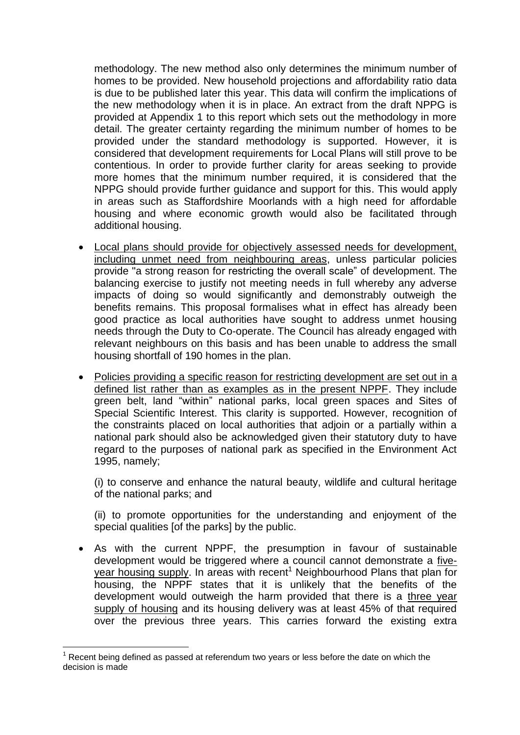methodology. The new method also only determines the minimum number of homes to be provided. New household projections and affordability ratio data is due to be published later this year. This data will confirm the implications of the new methodology when it is in place. An extract from the draft NPPG is provided at Appendix 1 to this report which sets out the methodology in more detail. The greater certainty regarding the minimum number of homes to be provided under the standard methodology is supported. However, it is considered that development requirements for Local Plans will still prove to be contentious. In order to provide further clarity for areas seeking to provide more homes that the minimum number required, it is considered that the NPPG should provide further guidance and support for this. This would apply in areas such as Staffordshire Moorlands with a high need for affordable housing and where economic growth would also be facilitated through additional housing.

- Local plans should provide for objectively assessed needs for development, including unmet need from neighbouring areas, unless particular policies provide "a strong reason for restricting the overall scale" of development. The balancing exercise to justify not meeting needs in full whereby any adverse impacts of doing so would significantly and demonstrably outweigh the benefits remains. This proposal formalises what in effect has already been good practice as local authorities have sought to address unmet housing needs through the Duty to Co-operate. The Council has already engaged with relevant neighbours on this basis and has been unable to address the small housing shortfall of 190 homes in the plan.

- Policies providing a specific reason for restricting development are set out in a defined list rather than as examples as in the present NPPF. They include green belt, land "within" national parks, local green spaces and Sites of Special Scientific Interest. This clarity is supported. However, recognition of the constraints placed on local authorities that adjoin or a partially within a national park should also be acknowledged given their statutory duty to have regard to the purposes of national park as specified in the Environment Act 1995, namely;

  (i) to conserve and enhance the natural beauty, wildlife and cultural heritage of the national parks; and

  (ii) to promote opportunities for the understanding and enjoyment of the special qualities [of the parks] by the public.

- As with the current NPPF, the presumption in favour of sustainable development would be triggered where a council cannot demonstrate a five-year housing supply. In areas with recent[1] Neighbourhood Plans that plan for housing, the NPPF states that it is unlikely that the benefits of the development would outweigh the harm provided that there is a three year supply of housing and its housing delivery was at least 45% of that required over the previous three years. This carries forward the existing extra

[1] Recent being defined as passed at referendum two years or less before the date on which the decision is made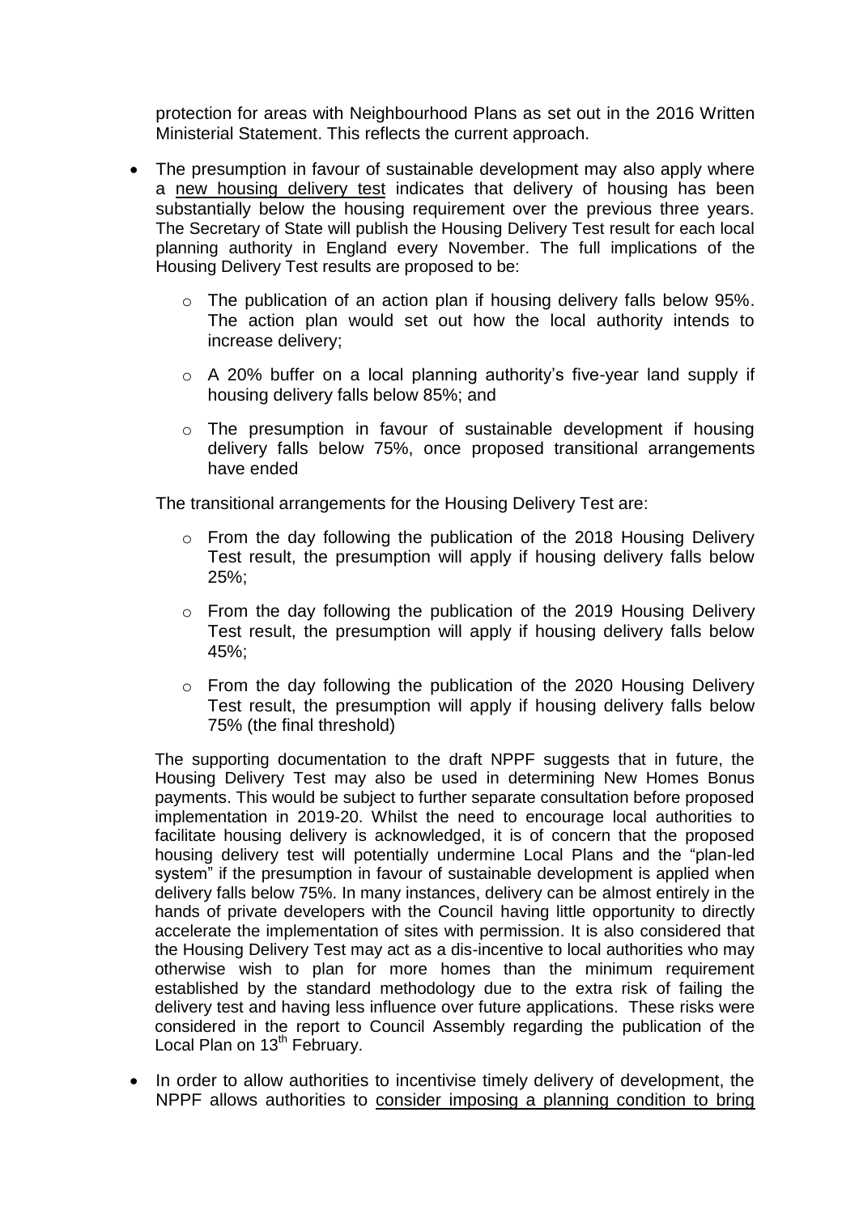protection for areas with Neighbourhood Plans as set out in the 2016 Written Ministerial Statement. This reflects the current approach.

- The presumption in favour of sustainable development may also apply where a new housing delivery test indicates that delivery of housing has been substantially below the housing requirement over the previous three years. The Secretary of State will publish the Housing Delivery Test result for each local planning authority in England every November. The full implications of the Housing Delivery Test results are proposed to be:

  - The publication of an action plan if housing delivery falls below 95%. The action plan would set out how the local authority intends to increase delivery;

  - A 20% buffer on a local planning authority's five-year land supply if housing delivery falls below 85%; and

  - The presumption in favour of sustainable development if housing delivery falls below 75%, once proposed transitional arrangements have ended

  The transitional arrangements for the Housing Delivery Test are:

  - From the day following the publication of the 2018 Housing Delivery Test result, the presumption will apply if housing delivery falls below 25%;

  - From the day following the publication of the 2019 Housing Delivery Test result, the presumption will apply if housing delivery falls below 45%;

  - From the day following the publication of the 2020 Housing Delivery Test result, the presumption will apply if housing delivery falls below 75% (the final threshold)

  The supporting documentation to the draft NPPF suggests that in future, the Housing Delivery Test may also be used in determining New Homes Bonus payments. This would be subject to further separate consultation before proposed implementation in 2019-20. Whilst the need to encourage local authorities to facilitate housing delivery is acknowledged, it is of concern that the proposed housing delivery test will potentially undermine Local Plans and the "plan-led system" if the presumption in favour of sustainable development is applied when delivery falls below 75%. In many instances, delivery can be almost entirely in the hands of private developers with the Council having little opportunity to directly accelerate the implementation of sites with permission. It is also considered that the Housing Delivery Test may act as a dis-incentive to local authorities who may otherwise wish to plan for more homes than the minimum requirement established by the standard methodology due to the extra risk of failing the delivery test and having less influence over future applications. These risks were considered in the report to Council Assembly regarding the publication of the Local Plan on 13th February.

- In order to allow authorities to incentivise timely delivery of development, the NPPF allows authorities to consider imposing a planning condition to bring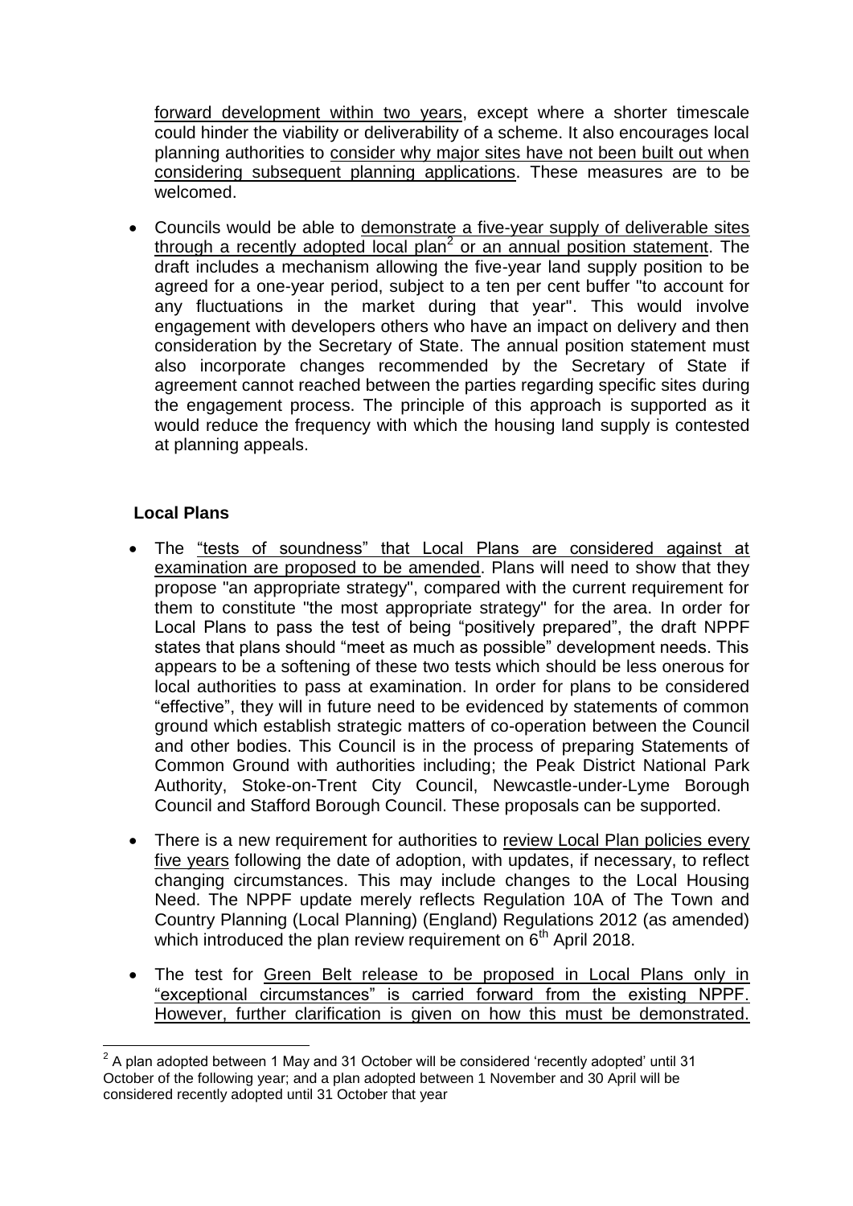forward development within two years, except where a shorter timescale could hinder the viability or deliverability of a scheme. It also encourages local planning authorities to consider why major sites have not been built out when considering subsequent planning applications. These measures are to be welcomed.

- Councils would be able to demonstrate a five-year supply of deliverable sites through a recently adopted local plan[2] or an annual position statement. The draft includes a mechanism allowing the five-year land supply position to be agreed for a one-year period, subject to a ten per cent buffer "to account for any fluctuations in the market during that year". This would involve engagement with developers others who have an impact on delivery and then consideration by the Secretary of State. The annual position statement must also incorporate changes recommended by the Secretary of State if agreement cannot reached between the parties regarding specific sites during the engagement process. The principle of this approach is supported as it would reduce the frequency with which the housing land supply is contested at planning appeals.

**Local Plans**

- The "tests of soundness" that Local Plans are considered against at examination are proposed to be amended. Plans will need to show that they propose "an appropriate strategy", compared with the current requirement for them to constitute "the most appropriate strategy" for the area. In order for Local Plans to pass the test of being "positively prepared", the draft NPPF states that plans should "meet as much as possible" development needs. This appears to be a softening of these two tests which should be less onerous for local authorities to pass at examination. In order for plans to be considered "effective", they will in future need to be evidenced by statements of common ground which establish strategic matters of co-operation between the Council and other bodies. This Council is in the process of preparing Statements of Common Ground with authorities including; the Peak District National Park Authority, Stoke-on-Trent City Council, Newcastle-under-Lyme Borough Council and Stafford Borough Council. These proposals can be supported.

- There is a new requirement for authorities to review Local Plan policies every five years following the date of adoption, with updates, if necessary, to reflect changing circumstances. This may include changes to the Local Housing Need. The NPPF update merely reflects Regulation 10A of The Town and Country Planning (Local Planning) (England) Regulations 2012 (as amended) which introduced the plan review requirement on 6th April 2018.

- The test for Green Belt release to be proposed in Local Plans only in "exceptional circumstances" is carried forward from the existing NPPF. However, further clarification is given on how this must be demonstrated.

[2] A plan adopted between 1 May and 31 October will be considered 'recently adopted' until 31 October of the following year; and a plan adopted between 1 November and 30 April will be considered recently adopted until 31 October that year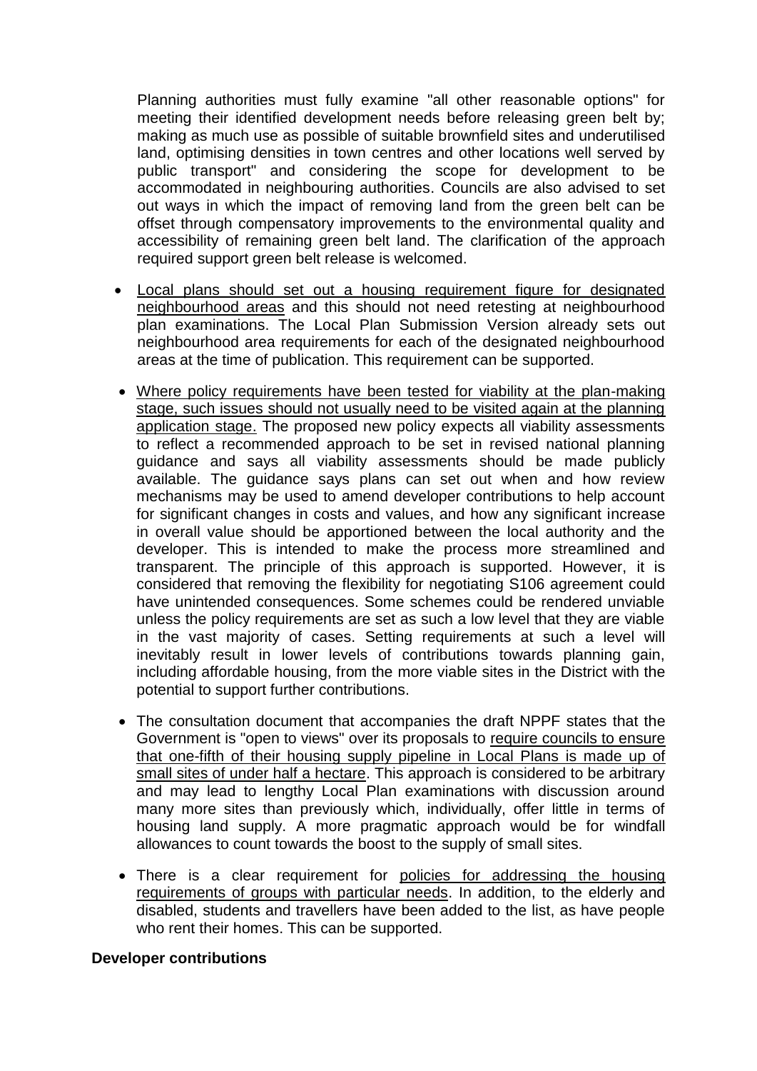Planning authorities must fully examine "all other reasonable options" for meeting their identified development needs before releasing green belt by; making as much use as possible of suitable brownfield sites and underutilised land, optimising densities in town centres and other locations well served by public transport" and considering the scope for development to be accommodated in neighbouring authorities. Councils are also advised to set out ways in which the impact of removing land from the green belt can be offset through compensatory improvements to the environmental quality and accessibility of remaining green belt land. The clarification of the approach required support green belt release is welcomed.

- <u>Local plans should set out a housing requirement figure for designated neighbourhood areas</u> and this should not need retesting at neighbourhood plan examinations. The Local Plan Submission Version already sets out neighbourhood area requirements for each of the designated neighbourhood areas at the time of publication. This requirement can be supported.
- <u>Where policy requirements have been tested for viability at the plan-making stage, such issues should not usually need to be visited again at the planning application stage.</u> The proposed new policy expects all viability assessments to reflect a recommended approach to be set in revised national planning guidance and says all viability assessments should be made publicly available. The guidance says plans can set out when and how review mechanisms may be used to amend developer contributions to help account for significant changes in costs and values, and how any significant increase in overall value should be apportioned between the local authority and the developer. This is intended to make the process more streamlined and transparent. The principle of this approach is supported. However, it is considered that removing the flexibility for negotiating S106 agreement could have unintended consequences. Some schemes could be rendered unviable unless the policy requirements are set as such a low level that they are viable in the vast majority of cases. Setting requirements at such a level will inevitably result in lower levels of contributions towards planning gain, including affordable housing, from the more viable sites in the District with the potential to support further contributions.
- The consultation document that accompanies the draft NPPF states that the Government is "open to views" over its proposals to <u>require councils to ensure that one-fifth of their housing supply pipeline in Local Plans is made up of small sites of under half a hectare</u>. This approach is considered to be arbitrary and may lead to lengthy Local Plan examinations with discussion around many more sites than previously which, individually, offer little in terms of housing land supply. A more pragmatic approach would be for windfall allowances to count towards the boost to the supply of small sites.
- There is a clear requirement for <u>policies for addressing the housing requirements of groups with particular needs</u>. In addition, to the elderly and disabled, students and travellers have been added to the list, as have people who rent their homes. This can be supported.

**Developer contributions**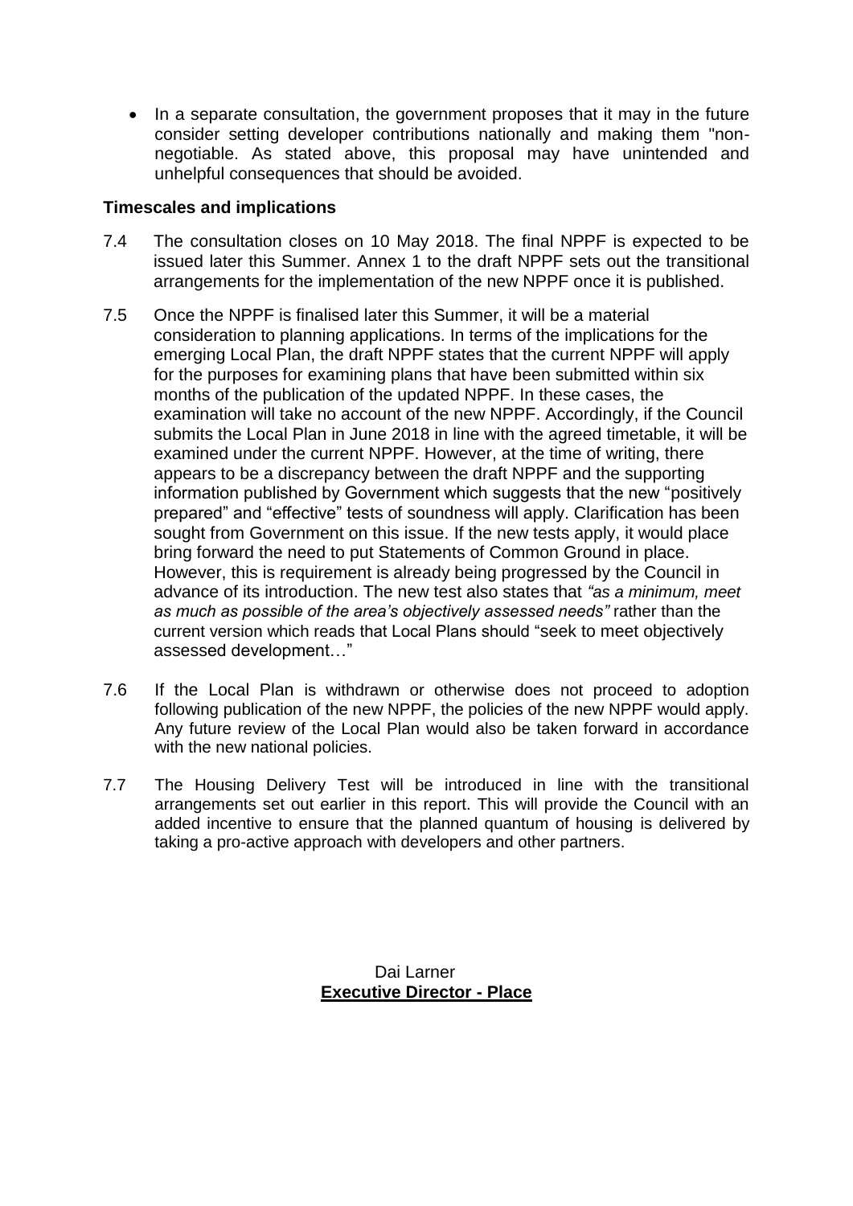- In a separate consultation, the government proposes that it may in the future consider setting developer contributions nationally and making them "non-negotiable. As stated above, this proposal may have unintended and unhelpful consequences that should be avoided.

**Timescales and implications**

7.4 The consultation closes on 10 May 2018. The final NPPF is expected to be issued later this Summer. Annex 1 to the draft NPPF sets out the transitional arrangements for the implementation of the new NPPF once it is published.

7.5 Once the NPPF is finalised later this Summer, it will be a material consideration to planning applications. In terms of the implications for the emerging Local Plan, the draft NPPF states that the current NPPF will apply for the purposes for examining plans that have been submitted within six months of the publication of the updated NPPF. In these cases, the examination will take no account of the new NPPF. Accordingly, if the Council submits the Local Plan in June 2018 in line with the agreed timetable, it will be examined under the current NPPF. However, at the time of writing, there appears to be a discrepancy between the draft NPPF and the supporting information published by Government which suggests that the new "positively prepared" and "effective" tests of soundness will apply. Clarification has been sought from Government on this issue. If the new tests apply, it would place bring forward the need to put Statements of Common Ground in place. However, this is requirement is already being progressed by the Council in advance of its introduction. The new test also states that *"as a minimum, meet as much as possible of the area's objectively assessed needs"* rather than the current version which reads that Local Plans should "seek to meet objectively assessed development…"

7.6 If the Local Plan is withdrawn or otherwise does not proceed to adoption following publication of the new NPPF, the policies of the new NPPF would apply. Any future review of the Local Plan would also be taken forward in accordance with the new national policies.

7.7 The Housing Delivery Test will be introduced in line with the transitional arrangements set out earlier in this report. This will provide the Council with an added incentive to ensure that the planned quantum of housing is delivered by taking a pro-active approach with developers and other partners.

Dai Larner
**Executive Director - Place**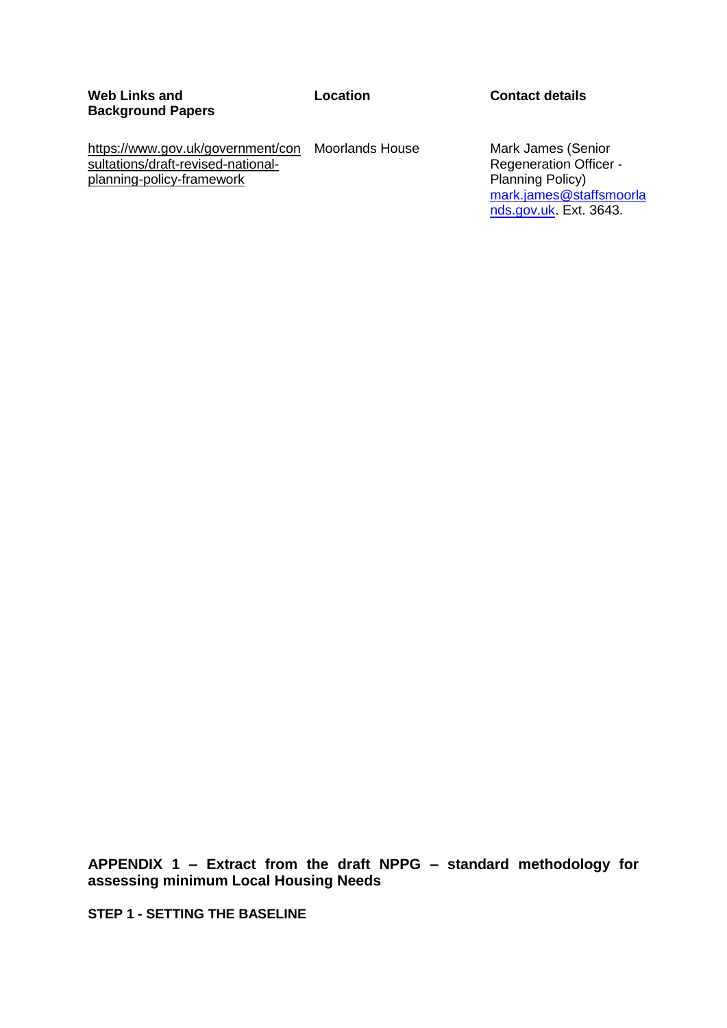| Web Links and Background Papers | Location | Contact details |
| --- | --- | --- |
| https://www.gov.uk/government/consultations/draft-revised-national-planning-policy-framework | Moorlands House | Mark James (Senior Regeneration Officer - Planning Policy) mark.james@staffsmoorlands.gov.uk. Ext. 3643. |

## APPENDIX 1 – Extract from the draft NPPG – standard methodology for assessing minimum Local Housing Needs

**STEP 1 - SETTING THE BASELINE**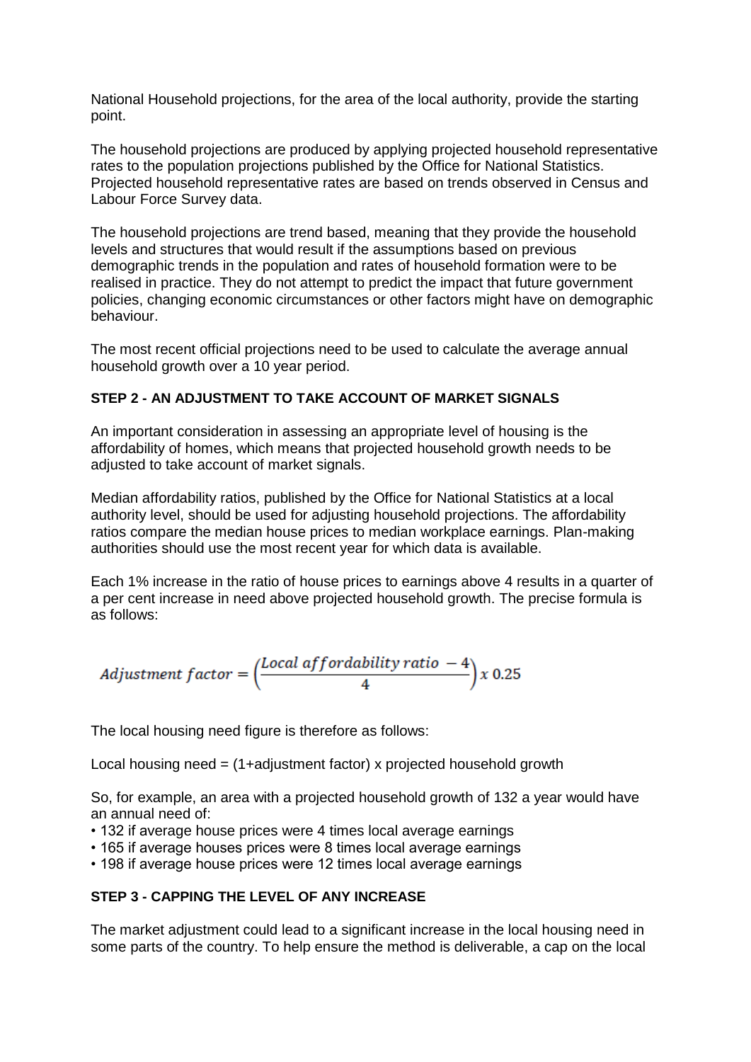National Household projections, for the area of the local authority, provide the starting point.

The household projections are produced by applying projected household representative rates to the population projections published by the Office for National Statistics. Projected household representative rates are based on trends observed in Census and Labour Force Survey data.

The household projections are trend based, meaning that they provide the household levels and structures that would result if the assumptions based on previous demographic trends in the population and rates of household formation were to be realised in practice. They do not attempt to predict the impact that future government policies, changing economic circumstances or other factors might have on demographic behaviour.

The most recent official projections need to be used to calculate the average annual household growth over a 10 year period.

**STEP 2 - AN ADJUSTMENT TO TAKE ACCOUNT OF MARKET SIGNALS**

An important consideration in assessing an appropriate level of housing is the affordability of homes, which means that projected household growth needs to be adjusted to take account of market signals.

Median affordability ratios, published by the Office for National Statistics at a local authority level, should be used for adjusting household projections. The affordability ratios compare the median house prices to median workplace earnings. Plan-making authorities should use the most recent year for which data is available.

Each 1% increase in the ratio of house prices to earnings above 4 results in a quarter of a per cent increase in need above projected household growth. The precise formula is as follows:

$$Adjustment\ factor = \left(\frac{Local\ affordability\ ratio\ - 4}{4}\right) x\ 0.25$$

The local housing need figure is therefore as follows:

Local housing need = (1+adjustment factor) x projected household growth

So, for example, an area with a projected household growth of 132 a year would have an annual need of:

- 132 if average house prices were 4 times local average earnings
- 165 if average houses prices were 8 times local average earnings
- 198 if average house prices were 12 times local average earnings

**STEP 3 - CAPPING THE LEVEL OF ANY INCREASE**

The market adjustment could lead to a significant increase in the local housing need in some parts of the country. To help ensure the method is deliverable, a cap on the local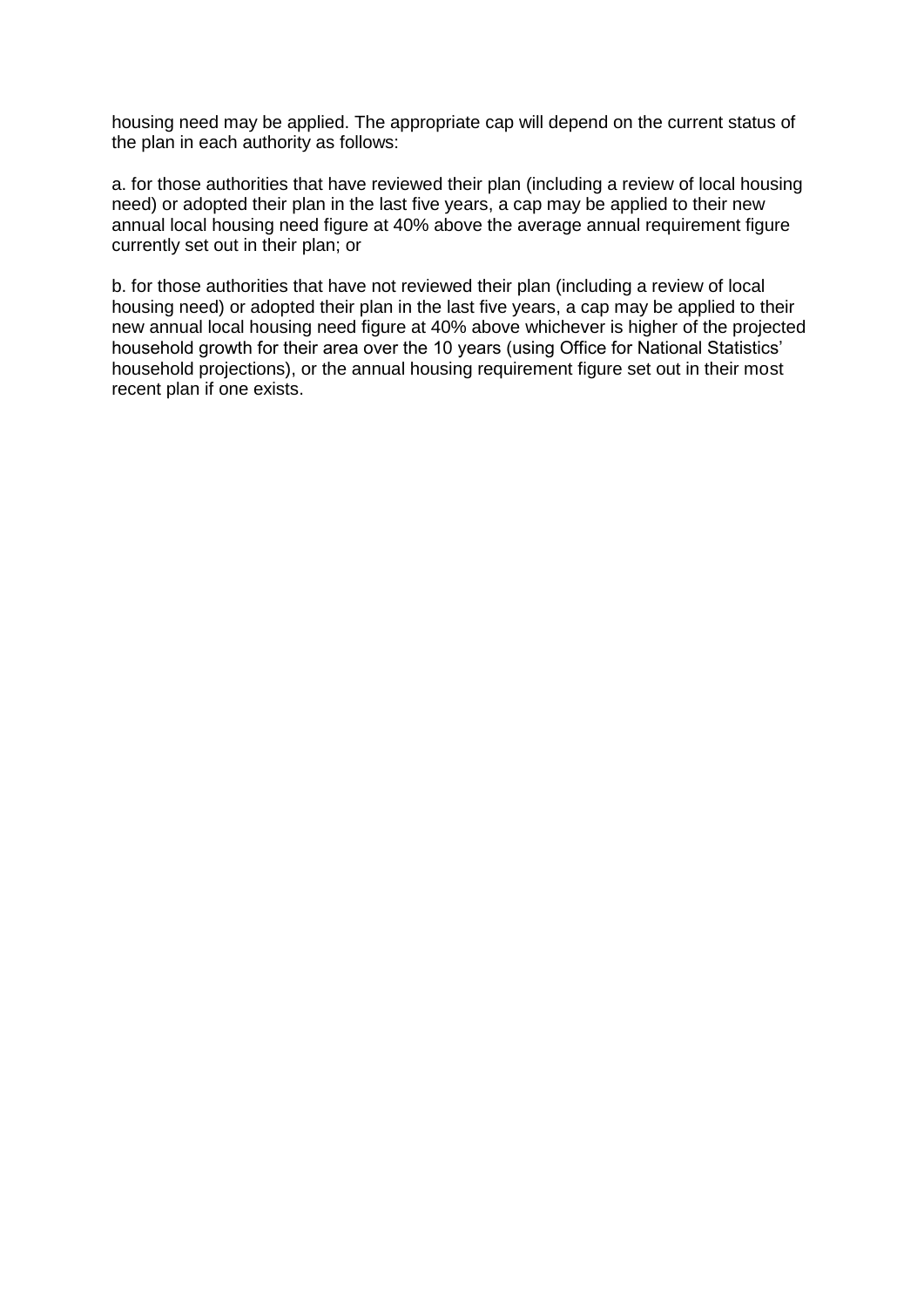housing need may be applied. The appropriate cap will depend on the current status of the plan in each authority as follows:

a. for those authorities that have reviewed their plan (including a review of local housing need) or adopted their plan in the last five years, a cap may be applied to their new annual local housing need figure at 40% above the average annual requirement figure currently set out in their plan; or

b. for those authorities that have not reviewed their plan (including a review of local housing need) or adopted their plan in the last five years, a cap may be applied to their new annual local housing need figure at 40% above whichever is higher of the projected household growth for their area over the 10 years (using Office for National Statistics' household projections), or the annual housing requirement figure set out in their most recent plan if one exists.